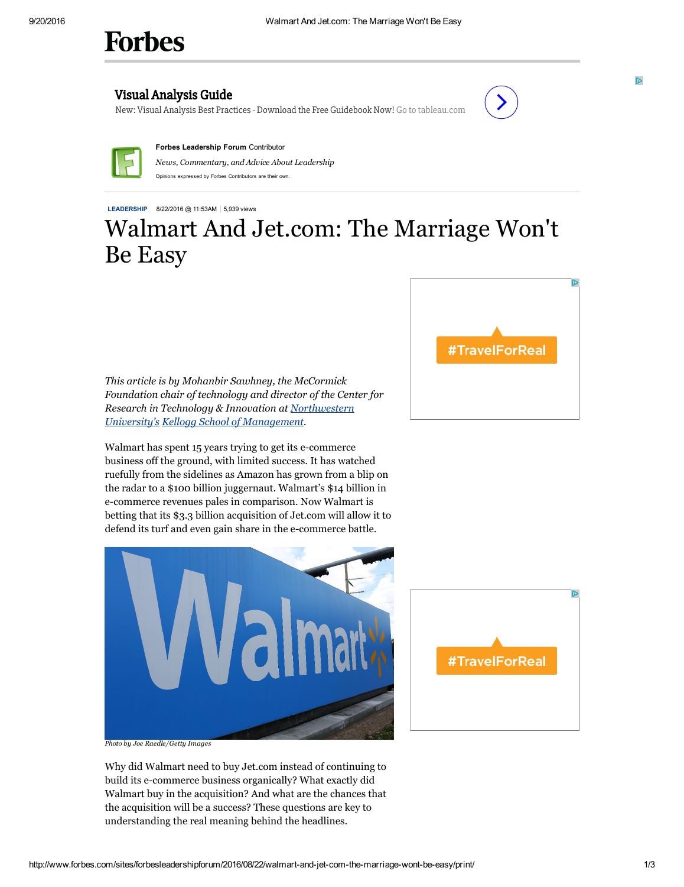**Forbes Leadership Forum** Contributor

*News, Commentary, and Advice About Leadership*

Opinions expressed by Forbes Contributors are their own.

LEADERSHIP 8/22/2016 @ 11:53AM 5,939 views

# Walmart And Jet.com: The Marriage Won't Be Easy

*This article is by Mohanbir Sawhney, the McCormick Foundation chair of technology and director of the Center for Research in Technology & Innovation at Northwestern University's Kellogg School of Management.*

Walmart has spent 15 years trying to get its e-commerce business off the ground, with limited success. It has watched ruefully from the sidelines as Amazon has grown from a blip on the radar to a $100 billion juggernaut. Walmart's $14 billion in e-commerce revenues pales in comparison. Now Walmart is betting that its $3.3 billion acquisition of Jet.com will allow it to defend its turf and even gain share in the e-commerce battle.

*Photo by Joe Raedle/Getty Images*

Why did Walmart need to buy Jet.com instead of continuing to build its e-commerce business organically? What exactly did Walmart buy in the acquisition? And what are the chances that the acquisition will be a success? These questions are key to understanding the real meaning behind the headlines.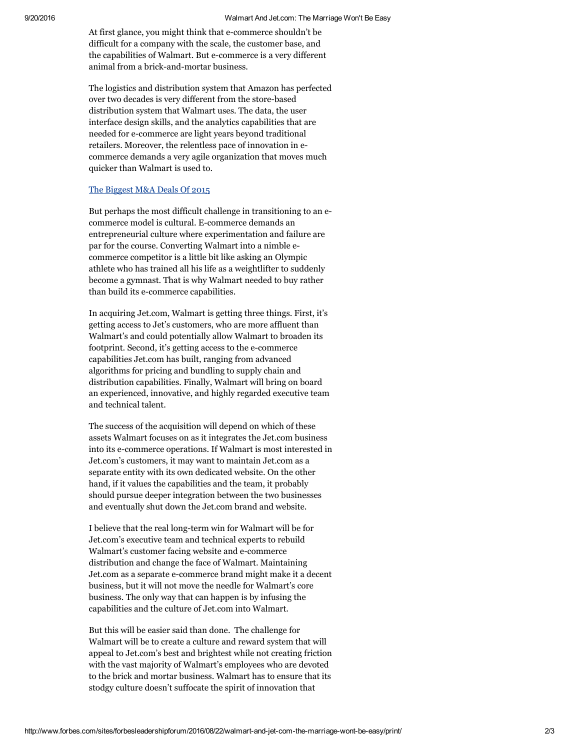At first glance, you might think that e-commerce shouldn't be difficult for a company with the scale, the customer base, and the capabilities of Walmart. But e-commerce is a very different animal from a brick-and-mortar business.

The logistics and distribution system that Amazon has perfected over two decades is very different from the store-based distribution system that Walmart uses. The data, the user interface design skills, and the analytics capabilities that are needed for e-commerce are light years beyond traditional retailers. Moreover, the relentless pace of innovation in e-commerce demands a very agile organization that moves much quicker than Walmart is used to.

[The Biggest M&A Deals Of 2015]

But perhaps the most difficult challenge in transitioning to an e-commerce model is cultural. E-commerce demands an entrepreneurial culture where experimentation and failure are par for the course. Converting Walmart into a nimble e-commerce competitor is a little bit like asking an Olympic athlete who has trained all his life as a weightlifter to suddenly become a gymnast. That is why Walmart needed to buy rather than build its e-commerce capabilities.

In acquiring Jet.com, Walmart is getting three things. First, it's getting access to Jet's customers, who are more affluent than Walmart's and could potentially allow Walmart to broaden its footprint. Second, it's getting access to the e-commerce capabilities Jet.com has built, ranging from advanced algorithms for pricing and bundling to supply chain and distribution capabilities. Finally, Walmart will bring on board an experienced, innovative, and highly regarded executive team and technical talent.

The success of the acquisition will depend on which of these assets Walmart focuses on as it integrates the Jet.com business into its e-commerce operations. If Walmart is most interested in Jet.com's customers, it may want to maintain Jet.com as a separate entity with its own dedicated website. On the other hand, if it values the capabilities and the team, it probably should pursue deeper integration between the two businesses and eventually shut down the Jet.com brand and website.

I believe that the real long-term win for Walmart will be for Jet.com's executive team and technical experts to rebuild Walmart's customer facing website and e-commerce distribution and change the face of Walmart. Maintaining Jet.com as a separate e-commerce brand might make it a decent business, but it will not move the needle for Walmart's core business. The only way that can happen is by infusing the capabilities and the culture of Jet.com into Walmart.

But this will be easier said than done. The challenge for Walmart will be to create a culture and reward system that will appeal to Jet.com's best and brightest while not creating friction with the vast majority of Walmart's employees who are devoted to the brick and mortar business. Walmart has to ensure that its stodgy culture doesn't suffocate the spirit of innovation that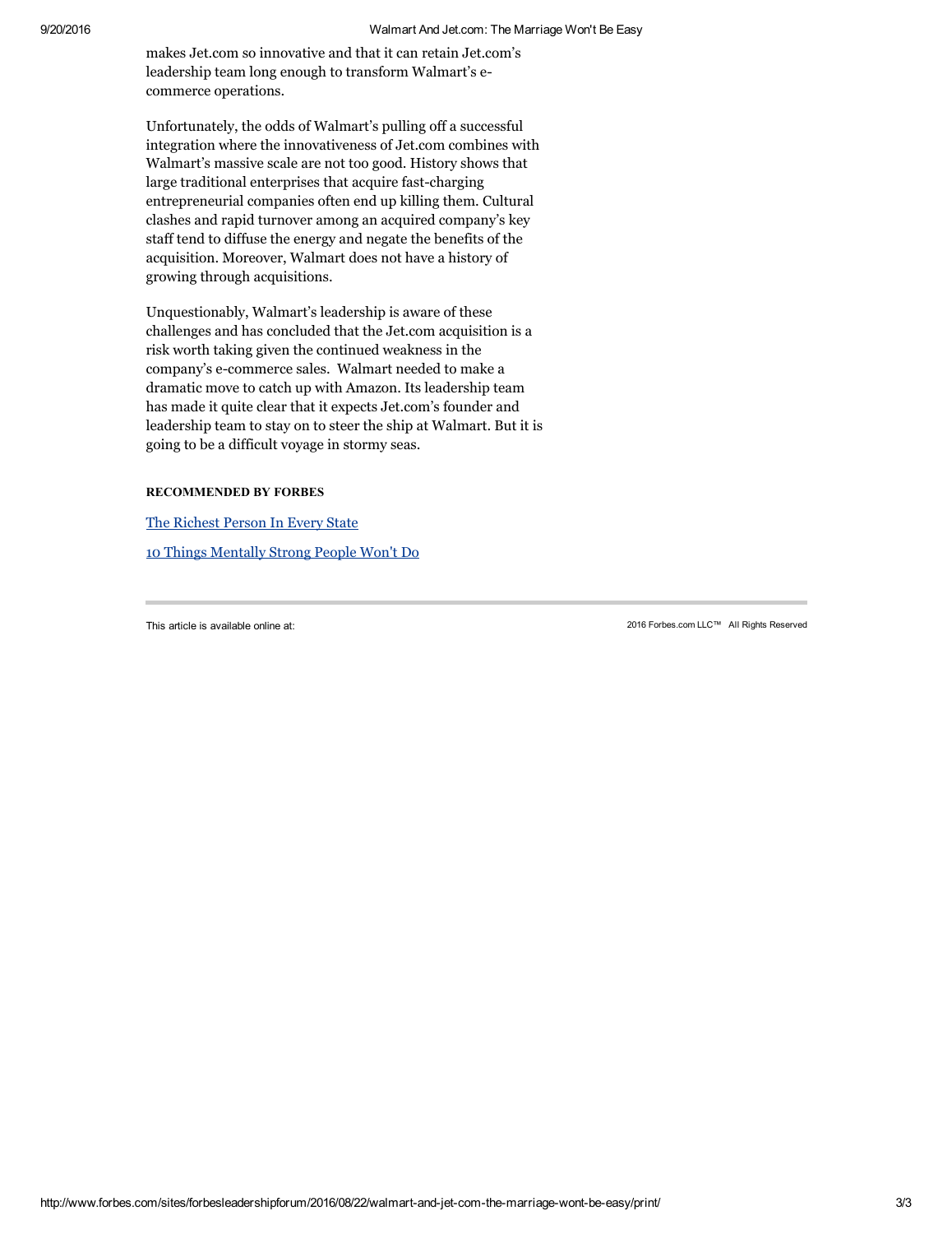makes Jet.com so innovative and that it can retain Jet.com's leadership team long enough to transform Walmart's e-commerce operations.

Unfortunately, the odds of Walmart's pulling off a successful integration where the innovativeness of Jet.com combines with Walmart's massive scale are not too good. History shows that large traditional enterprises that acquire fast-charging entrepreneurial companies often end up killing them. Cultural clashes and rapid turnover among an acquired company's key staff tend to diffuse the energy and negate the benefits of the acquisition. Moreover, Walmart does not have a history of growing through acquisitions.

Unquestionably, Walmart's leadership is aware of these challenges and has concluded that the Jet.com acquisition is a risk worth taking given the continued weakness in the company's e-commerce sales. Walmart needed to make a dramatic move to catch up with Amazon. Its leadership team has made it quite clear that it expects Jet.com's founder and leadership team to stay on to steer the ship at Walmart. But it is going to be a difficult voyage in stormy seas.

**RECOMMENDED BY FORBES**

The Richest Person In Every State

10 Things Mentally Strong People Won't Do

---

This article is available online at:

2016 Forbes.com LLC™ All Rights Reserved